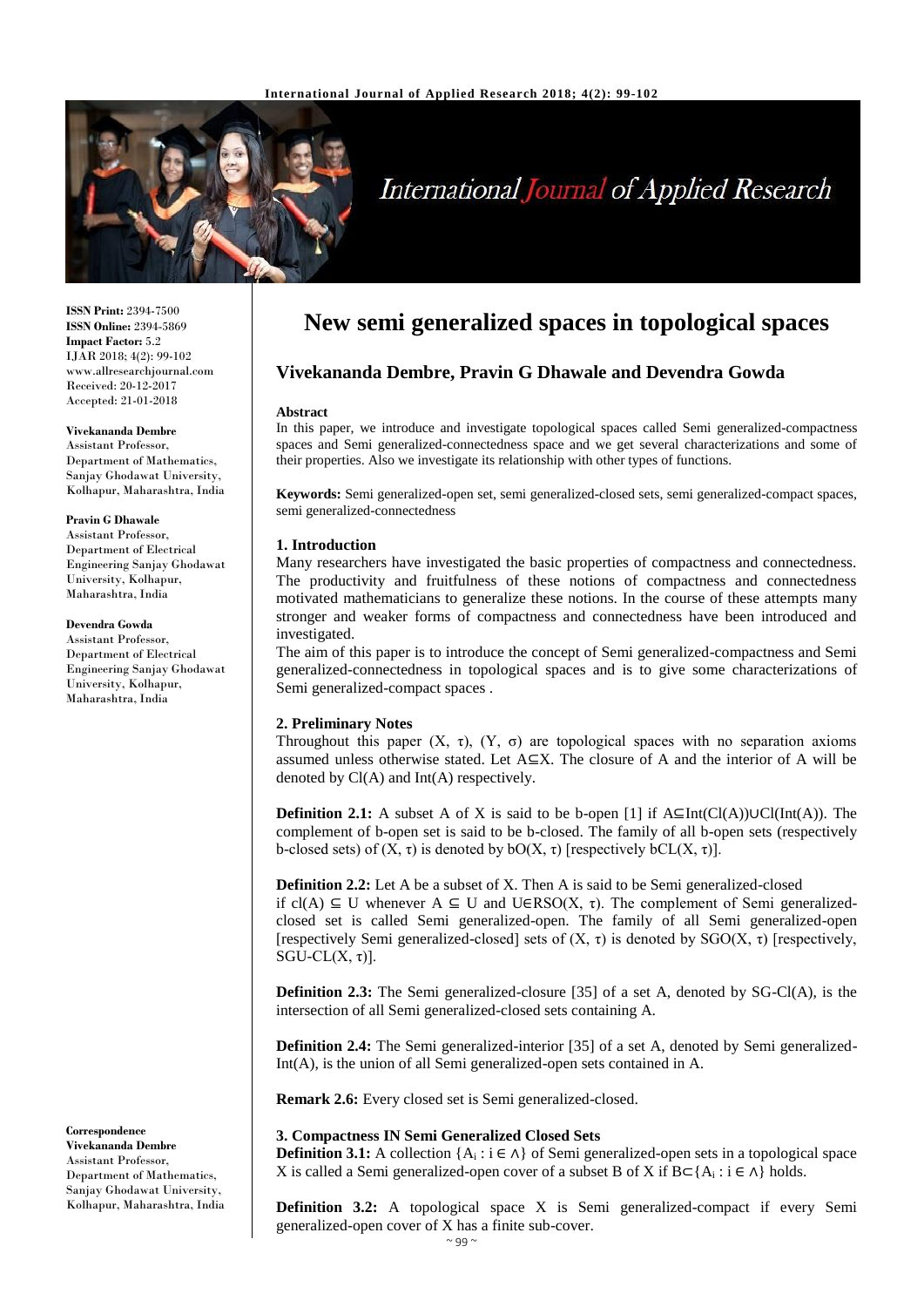# New semi generalized spaces in topological spaces

## Vivekananda Dembre, Pravin G Dhawale and Devendra Gowda

**ISSN Print:** 2394-7500
**ISSN Online:** 2394-5869
**Impact Factor:** 5.2
IJAR 2018; 4(2): 99-102
www.allresearchjournal.com
Received: 20-12-2017
Accepted: 21-01-2018

**Vivekananda Dembre**
Assistant Professor, Department of Mathematics, Sanjay Ghodawat University, Kolhapur, Maharashtra, India

**Pravin G Dhawale**
Assistant Professor, Department of Electrical Engineering Sanjay Ghodawat University, Kolhapur, Maharashtra, India

**Devendra Gowda**
Assistant Professor, Department of Electrical Engineering Sanjay Ghodawat University, Kolhapur, Maharashtra, India

**Correspondence**
**Vivekananda Dembre**
Assistant Professor, Department of Mathematics, Sanjay Ghodawat University, Kolhapur, Maharashtra, India

**Abstract**

In this paper, we introduce and investigate topological spaces called Semi generalized-compactness spaces and Semi generalized-connectedness space and we get several characterizations and some of their properties. Also we investigate its relationship with other types of functions.

**Keywords:** Semi generalized-open set, semi generalized-closed sets, semi generalized-compact spaces, semi generalized-connectedness

### 1. Introduction

Many researchers have investigated the basic properties of compactness and connectedness. The productivity and fruitfulness of these notions of compactness and connectedness motivated mathematicians to generalize these notions. In the course of these attempts many stronger and weaker forms of compactness and connectedness have been introduced and investigated.

The aim of this paper is to introduce the concept of Semi generalized-compactness and Semi generalized-connectedness in topological spaces and is to give some characterizations of Semi generalized-compact spaces .

### 2. Preliminary Notes

Throughout this paper $(X, \tau)$, $(Y, \sigma)$ are topological spaces with no separation axioms assumed unless otherwise stated. Let $A \subseteq X$. The closure of A and the interior of A will be denoted by Cl(A) and Int(A) respectively.

**Definition 2.1:** A subset A of X is said to be b-open [1] if $A \subseteq Int(Cl(A)) \cup Cl(Int(A))$. The complement of b-open set is said to be b-closed. The family of all b-open sets (respectively b-closed sets) of $(X, \tau)$ is denoted by $bO(X, \tau)$ [respectively $bCL(X, \tau)$].

**Definition 2.2:** Let A be a subset of X. Then A is said to be Semi generalized-closed if $cl(A) \subseteq U$ whenever $A \subseteq U$ and $U \in RSO(X, \tau)$. The complement of Semi generalized-closed set is called Semi generalized-open. The family of all Semi generalized-open [respectively Semi generalized-closed] sets of $(X, \tau)$ is denoted by $SGO(X, \tau)$ [respectively, $SGU\text{-}CL(X, \tau)$].

**Definition 2.3:** The Semi generalized-closure [35] of a set A, denoted by SG-Cl(A), is the intersection of all Semi generalized-closed sets containing A.

**Definition 2.4:** The Semi generalized-interior [35] of a set A, denoted by Semi generalized-Int(A), is the union of all Semi generalized-open sets contained in A.

**Remark 2.6:** Every closed set is Semi generalized-closed.

### 3. Compactness IN Semi Generalized Closed Sets

**Definition 3.1:** A collection $\{A_i : i \in \wedge\}$ of Semi generalized-open sets in a topological space X is called a Semi generalized-open cover of a subset B of X if $B \subset \{A_i : i \in \wedge\}$ holds.

**Definition 3.2:** A topological space X is Semi generalized-compact if every Semi generalized-open cover of X has a finite sub-cover.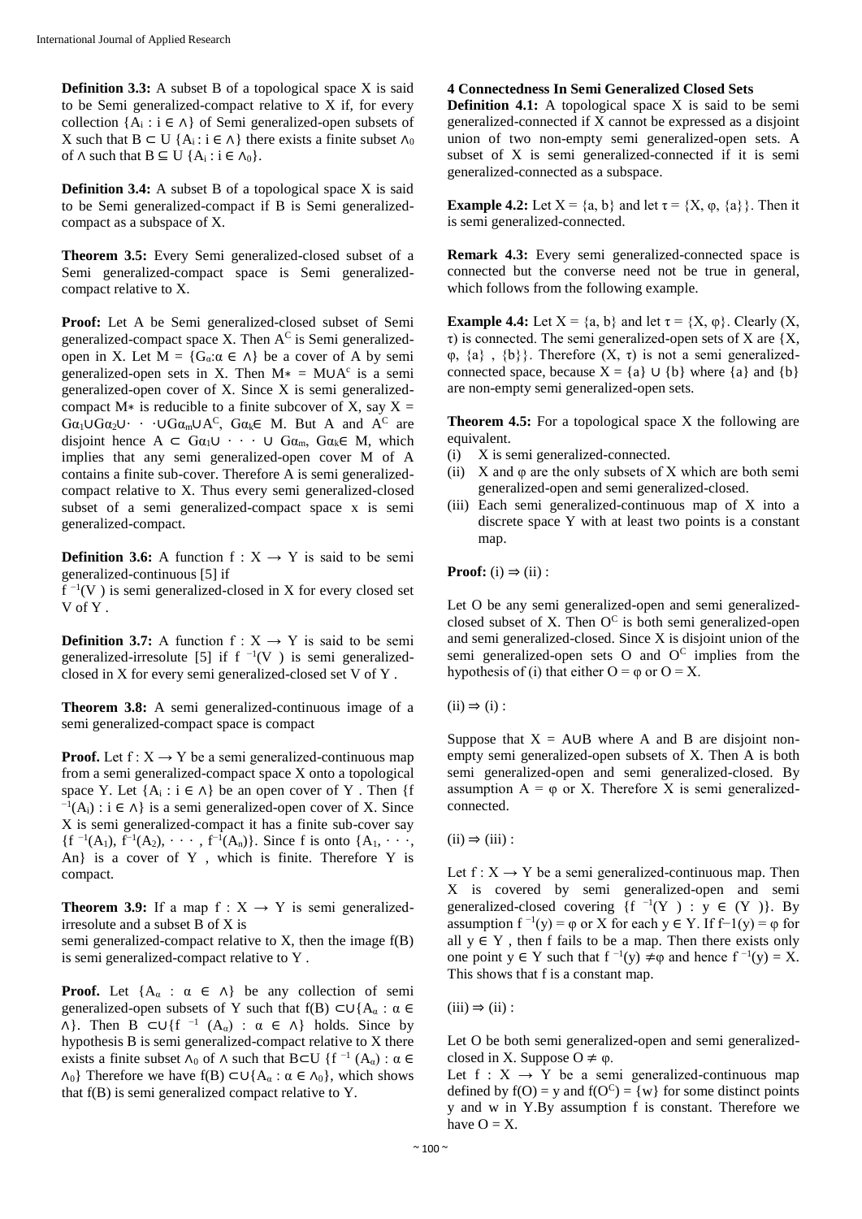**Definition 3.3:** A subset B of a topological space X is said to be Semi generalized-compact relative to X if, for every collection $\{A_i : i \in \wedge\}$ of Semi generalized-open subsets of X such that $B \subset \cup \{A_i : i \in \wedge\}$ there exists a finite subset $\wedge_0$ of $\wedge$ such that $B \subseteq \cup \{A_i : i \in \wedge_0\}$.

**Definition 3.4:** A subset B of a topological space X is said to be Semi generalized-compact if B is Semi generalized-compact as a subspace of X.

**Theorem 3.5:** Every Semi generalized-closed subset of a Semi generalized-compact space is Semi generalized-compact relative to X.

**Proof:** Let A be Semi generalized-closed subset of Semi generalized-compact space X. Then $A^C$ is Semi generalized-open in X. Let $M = \{G_\alpha : \alpha \in \wedge\}$ be a cover of A by semi generalized-open sets in X. Then $M* = M \cup A^c$ is a semi generalized-open cover of X. Since X is semi generalized-compact $M*$ is reducible to a finite subcover of X, say $X = G\alpha_1 \cup G\alpha_2 \cup \cdot\cdot\cdot \cup G\alpha_m \cup A^C$, $G\alpha_k \in M$. But A and $A^C$ are disjoint hence $A \subset G\alpha_1 \cup \cdot\cdot\cdot \cup G\alpha_m$, $G\alpha_k \in M$, which implies that any semi generalized-open cover M of A contains a finite sub-cover. Therefore A is semi generalized-compact relative to X. Thus every semi generalized-closed subset of a semi generalized-compact space x is semi generalized-compact.

**Definition 3.6:** A function $f : X \rightarrow Y$ is said to be semi generalized-continuous [5] if

$f^{-1}(V)$ is semi generalized-closed in X for every closed set V of Y .

**Definition 3.7:** A function $f : X \rightarrow Y$ is said to be semi generalized-irresolute [5] if $f^{-1}(V)$ is semi generalized-closed in X for every semi generalized-closed set V of Y .

**Theorem 3.8:** A semi generalized-continuous image of a semi generalized-compact space is compact

**Proof.** Let $f : X \rightarrow Y$ be a semi generalized-continuous map from a semi generalized-compact space X onto a topological space Y. Let $\{A_i : i \in \wedge\}$ be an open cover of Y . Then $\{f^{-1}(A_i) : i \in \wedge\}$ is a semi generalized-open cover of X. Since X is semi generalized-compact it has a finite sub-cover say $\{f^{-1}(A_1), f^{-1}(A_2), \cdot\cdot\cdot, f^{-1}(A_n)\}$. Since f is onto $\{A_1, \cdot\cdot\cdot, A_n\}$ is a cover of Y , which is finite. Therefore Y is compact.

**Theorem 3.9:** If a map $f : X \rightarrow Y$ is semi generalized-irresolute and a subset B of X is

semi generalized-compact relative to X, then the image f(B) is semi generalized-compact relative to Y .

**Proof.** Let $\{A_\alpha : \alpha \in \wedge\}$ be any collection of semi generalized-open subsets of Y such that $f(B) \subset \cup\{A_\alpha : \alpha \in \wedge\}$. Then $B \subset \cup\{f^{-1}(A_\alpha) : \alpha \in \wedge\}$ holds. Since by hypothesis B is semi generalized-compact relative to X there exists a finite subset $\wedge_0$ of $\wedge$ such that $B \subset \cup \{f^{-1}(A_\alpha) : \alpha \in \wedge_0\}$ Therefore we have $f(B) \subset \cup\{A_\alpha : \alpha \in \wedge_0\}$, which shows that f(B) is semi generalized compact relative to Y.

## 4 Connectedness In Semi Generalized Closed Sets

**Definition 4.1:** A topological space X is said to be semi generalized-connected if X cannot be expressed as a disjoint union of two non-empty semi generalized-open sets. A subset of X is semi generalized-connected if it is semi generalized-connected as a subspace.

**Example 4.2:** Let $X = \{a, b\}$ and let $\tau = \{X, \varphi, \{a\}\}$. Then it is semi generalized-connected.

**Remark 4.3:** Every semi generalized-connected space is connected but the converse need not be true in general, which follows from the following example.

**Example 4.4:** Let $X = \{a, b\}$ and let $\tau = \{X, \varphi\}$. Clearly $(X, \tau)$ is connected. The semi generalized-open sets of X are $\{X, \varphi, \{a\}, \{b\}\}$. Therefore $(X, \tau)$ is not a semi generalized-connected space, because $X = \{a\} \cup \{b\}$ where $\{a\}$ and $\{b\}$ are non-empty semi generalized-open sets.

**Theorem 4.5:** For a topological space X the following are equivalent.

(i) X is semi generalized-connected.
(ii) X and $\varphi$ are the only subsets of X which are both semi generalized-open and semi generalized-closed.
(iii) Each semi generalized-continuous map of X into a discrete space Y with at least two points is a constant map.

**Proof:** (i) $\Rightarrow$ (ii) :

Let O be any semi generalized-open and semi generalized-closed subset of X. Then $O^C$ is both semi generalized-open and semi generalized-closed. Since X is disjoint union of the semi generalized-open sets O and $O^C$ implies from the hypothesis of (i) that either $O = \varphi$ or $O = X$.

(ii) $\Rightarrow$ (i) :

Suppose that $X = A \cup B$ where A and B are disjoint non-empty semi generalized-open subsets of X. Then A is both semi generalized-open and semi generalized-closed. By assumption $A = \varphi$ or X. Therefore X is semi generalized-connected.

(ii) $\Rightarrow$ (iii) :

Let $f : X \rightarrow Y$ be a semi generalized-continuous map. Then X is covered by semi generalized-open and semi generalized-closed covering $\{f^{-1}(Y) : y \in (Y)\}$. By assumption $f^{-1}(y) = \varphi$ or X for each $y \in Y$. If $f{-}1(y) = \varphi$ for all $y \in Y$ , then f fails to be a map. Then there exists only one point $y \in Y$ such that $f^{-1}(y) \neq \varphi$ and hence $f^{-1}(y) = X$. This shows that f is a constant map.

(iii) $\Rightarrow$ (ii) :

Let O be both semi generalized-open and semi generalized-closed in X. Suppose $O \neq \varphi$.

Let $f : X \rightarrow Y$ be a semi generalized-continuous map defined by $f(O) = y$ and $f(O^C) = \{w\}$ for some distinct points y and w in Y.By assumption f is constant. Therefore we have $O = X$.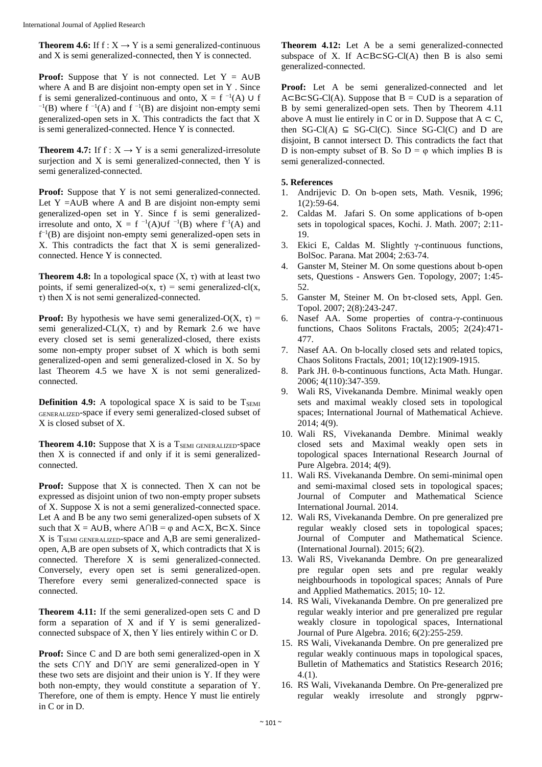**Theorem 4.6:** If $f : X \rightarrow Y$ is a semi generalized-continuous and X is semi generalized-connected, then Y is connected.

**Proof:** Suppose that Y is not connected. Let $Y = A \cup B$ where A and B are disjoint non-empty open set in Y . Since f is semi generalized-continuous and onto, $X = f^{-1}(A) \cup f^{-1}(B)$ where $f^{-1}(A)$ and $f^{-1}(B)$ are disjoint non-empty semi generalized-open sets in X. This contradicts the fact that X is semi generalized-connected. Hence Y is connected.

**Theorem 4.7:** If $f : X \rightarrow Y$ is a semi generalized-irresolute surjection and X is semi generalized-connected, then Y is semi generalized-connected.

**Proof:** Suppose that Y is not semi generalized-connected. Let $Y = A \cup B$ where A and B are disjoint non-empty semi generalized-open set in Y. Since f is semi generalized-irresolute and onto, $X = f^{-1}(A) \cup f^{-1}(B)$ where $f^{-1}(A)$ and $f^{-1}(B)$ are disjoint non-empty semi generalized-open sets in X. This contradicts the fact that X is semi generalized-connected. Hence Y is connected.

**Theorem 4.8:** In a topological space $(X, \tau)$ with at least two points, if semi generalized-o$(x, \tau)$ = semi generalized-cl$(x, \tau)$ then X is not semi generalized-connected.

**Proof:** By hypothesis we have semi generalized-O$(X, \tau)$ = semi generalized-CL$(X, \tau)$ and by Remark 2.6 we have every closed set is semi generalized-closed, there exists some non-empty proper subset of X which is both semi generalized-open and semi generalized-closed in X. So by last Theorem 4.5 we have X is not semi generalized-connected.

**Definition 4.9:** A topological space X is said to be $T_{\text{SEMI GENERALIZED}}$-space if every semi generalized-closed subset of X is closed subset of X.

**Theorem 4.10:** Suppose that X is a $T_{\text{SEMI GENERALIZED}}$-space then X is connected if and only if it is semi generalized-connected.

**Proof:** Suppose that X is connected. Then X can not be expressed as disjoint union of two non-empty proper subsets of X. Suppose X is not a semi generalized-connected space. Let A and B be any two semi generalized-open subsets of X such that $X = A \cup B$, where $A \cap B = \varphi$ and $A \subset X$, $B \subset X$. Since X is $T_{\text{SEMI GENERALIZED}}$-space and A,B are semi generalized-open, A,B are open subsets of X, which contradicts that X is connected. Therefore X is semi generalized-connected. Conversely, every open set is semi generalized-open. Therefore every semi generalized-connected space is connected.

**Theorem 4.11:** If the semi generalized-open sets C and D form a separation of X and if Y is semi generalized-connected subspace of X, then Y lies entirely within C or D.

**Proof:** Since C and D are both semi generalized-open in X the sets $C \cap Y$ and $D \cap Y$ are semi generalized-open in Y these two sets are disjoint and their union is Y. If they were both non-empty, they would constitute a separation of Y. Therefore, one of them is empty. Hence Y must lie entirely in C or in D.

**Theorem 4.12:** Let A be a semi generalized-connected subspace of X. If $A \subset B \subset$ SG-Cl(A) then B is also semi generalized-connected.

**Proof:** Let A be semi generalized-connected and let $A \subset B \subset$ SG-Cl(A). Suppose that $B = C \cup D$ is a separation of B by semi generalized-open sets. Then by Theorem 4.11 above A must lie entirely in C or in D. Suppose that $A \subset C$, then SG-Cl(A) $\subseteq$ SG-Cl(C). Since SG-Cl(C) and D are disjoint, B cannot intersect D. This contradicts the fact that D is non-empty subset of B. So $D = \varphi$ which implies B is semi generalized-connected.

## 5. References

1. Andrijevic D. On b-open sets, Math. Vesnik, 1996; 1(2):59-64.
2. Caldas M. Jafari S. On some applications of b-open sets in topological spaces, Kochi. J. Math. 2007; 2:11-19.
3. Ekici E, Caldas M. Slightly γ-continuous functions, BolSoc. Parana. Mat 2004; 2:63-74.
4. Ganster M, Steiner M. On some questions about b-open sets, Questions - Answers Gen. Topology, 2007; 1:45-52.
5. Ganster M, Steiner M. On bτ-closed sets, Appl. Gen. Topol. 2007; 2(8):243-247.
6. Nasef AA. Some properties of contra-γ-continuous functions, Chaos Solitons Fractals, 2005; 2(24):471-477.
7. Nasef AA. On b-locally closed sets and related topics, Chaos Solitons Fractals, 2001; 10(12):1909-1915.
8. Park JH. θ-b-continuous functions, Acta Math. Hungar. 2006; 4(110):347-359.
9. Wali RS, Vivekananda Dembre. Minimal weakly open sets and maximal weakly closed sets in topological spaces; International Journal of Mathematical Achieve. 2014; 4(9).
10. Wali RS, Vivekananda Dembre. Minimal weakly closed sets and Maximal weakly open sets in topological spaces International Research Journal of Pure Algebra. 2014; 4(9).
11. Wali RS. Vivekananda Dembre. On semi-minimal open and semi-maximal closed sets in topological spaces; Journal of Computer and Mathematical Science International Journal. 2014.
12. Wali RS, Vivekananda Dembre. On pre generalized pre regular weakly closed sets in topological spaces; Journal of Computer and Mathematical Science. (International Journal). 2015; 6(2).
13. Wali RS, Vivekananda Dembre. On pre genearalized pre regular open sets and pre regular weakly neighbourhoods in topological spaces; Annals of Pure and Applied Mathematics. 2015; 10- 12.
14. RS Wali, Vivekananda Dembre. On pre generalized pre regular weakly interior and pre generalized pre regular weakly closure in topological spaces, International Journal of Pure Algebra. 2016; 6(2):255-259.
15. RS Wali, Vivekananda Dembre. On pre generalized pre regular weakly continuous maps in topological spaces, Bulletin of Mathematics and Statistics Research 2016; 4.(1).
16. RS Wali, Vivekananda Dembre. On Pre-generalized pre regular weakly irresolute and strongly pgprw-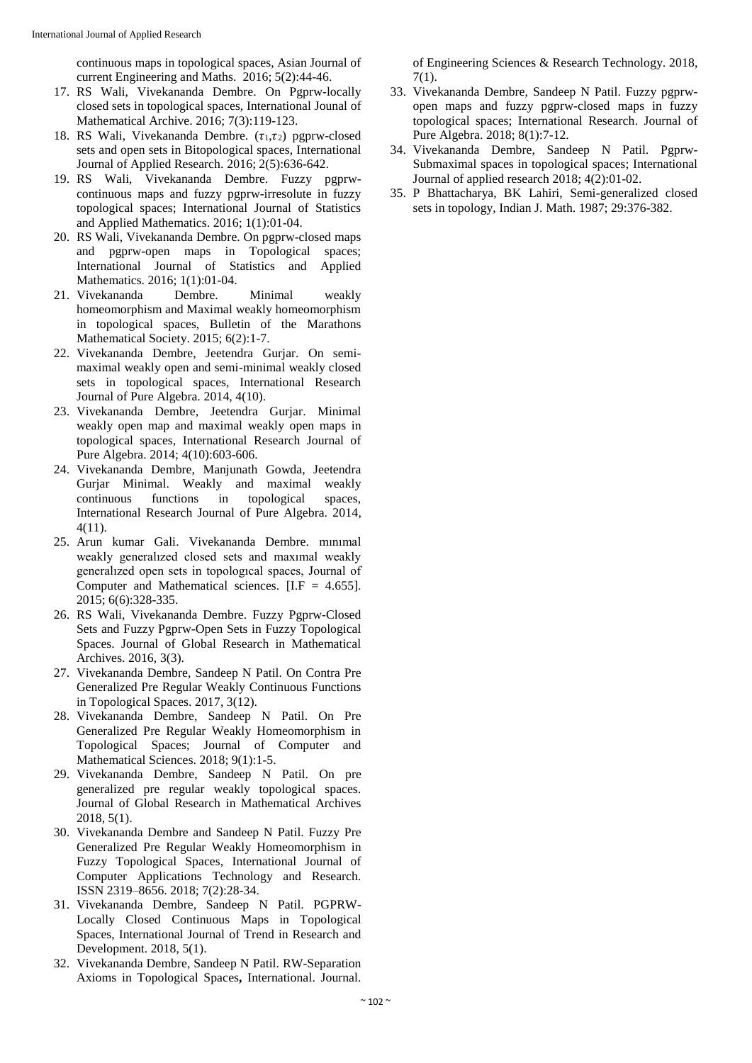continuous maps in topological spaces, Asian Journal of current Engineering and Maths. 2016; 5(2):44-46.

17. RS Wali, Vivekananda Dembre. On Pgprw-locally closed sets in topological spaces, International Jounal of Mathematical Archive. 2016; 7(3):119-123.
18. RS Wali, Vivekananda Dembre. ($\tau_1$,$\tau_2$) pgprw-closed sets and open sets in Bitopological spaces, International Journal of Applied Research. 2016; 2(5):636-642.
19. RS Wali, Vivekananda Dembre. Fuzzy pgprw-continuous maps and fuzzy pgprw-irresolute in fuzzy topological spaces; International Journal of Statistics and Applied Mathematics. 2016; 1(1):01-04.
20. RS Wali, Vivekananda Dembre. On pgprw-closed maps and pgprw-open maps in Topological spaces; International Journal of Statistics and Applied Mathematics. 2016; 1(1):01-04.
21. Vivekananda Dembre. Minimal weakly homeomorphism and Maximal weakly homeomorphism in topological spaces, Bulletin of the Marathons Mathematical Society. 2015; 6(2):1-7.
22. Vivekananda Dembre, Jeetendra Gurjar. On semi-maximal weakly open and semi-minimal weakly closed sets in topological spaces, International Research Journal of Pure Algebra. 2014, 4(10).
23. Vivekananda Dembre, Jeetendra Gurjar. Minimal weakly open map and maximal weakly open maps in topological spaces, International Research Journal of Pure Algebra. 2014; 4(10):603-606.
24. Vivekananda Dembre, Manjunath Gowda, Jeetendra Gurjar Minimal. Weakly and maximal weakly continuous functions in topological spaces, International Research Journal of Pure Algebra. 2014, 4(11).
25. Arun kumar Gali. Vivekananda Dembre. mınımal weakly generalızed closed sets and maxımal weakly generalızed open sets in topologıcal spaces, Journal of Computer and Mathematical sciences. [I.F = 4.655]. 2015; 6(6):328-335.
26. RS Wali, Vivekananda Dembre. Fuzzy Pgprw-Closed Sets and Fuzzy Pgprw-Open Sets in Fuzzy Topological Spaces. Journal of Global Research in Mathematical Archives. 2016, 3(3).
27. Vivekananda Dembre, Sandeep N Patil. On Contra Pre Generalized Pre Regular Weakly Continuous Functions in Topological Spaces. 2017, 3(12).
28. Vivekananda Dembre, Sandeep N Patil. On Pre Generalized Pre Regular Weakly Homeomorphism in Topological Spaces; Journal of Computer and Mathematical Sciences. 2018; 9(1):1-5.
29. Vivekananda Dembre, Sandeep N Patil. On pre generalized pre regular weakly topological spaces. Journal of Global Research in Mathematical Archives 2018, 5(1).
30. Vivekananda Dembre and Sandeep N Patil. Fuzzy Pre Generalized Pre Regular Weakly Homeomorphism in Fuzzy Topological Spaces, International Journal of Computer Applications Technology and Research. ISSN 2319–8656. 2018; 7(2):28-34.
31. Vivekananda Dembre, Sandeep N Patil. PGPRW-Locally Closed Continuous Maps in Topological Spaces, International Journal of Trend in Research and Development. 2018, 5(1).
32. Vivekananda Dembre, Sandeep N Patil. RW-Separation Axioms in Topological Spaces**,** International. Journal. of Engineering Sciences & Research Technology. 2018, 7(1).
33. Vivekananda Dembre, Sandeep N Patil. Fuzzy pgprw-open maps and fuzzy pgprw-closed maps in fuzzy topological spaces; International Research. Journal of Pure Algebra. 2018; 8(1):7-12.
34. Vivekananda Dembre, Sandeep N Patil. Pgprw-Submaximal spaces in topological spaces; International Journal of applied research 2018; 4(2):01-02.
35. P Bhattacharya, BK Lahiri, Semi-generalized closed sets in topology, Indian J. Math. 1987; 29:376-382.